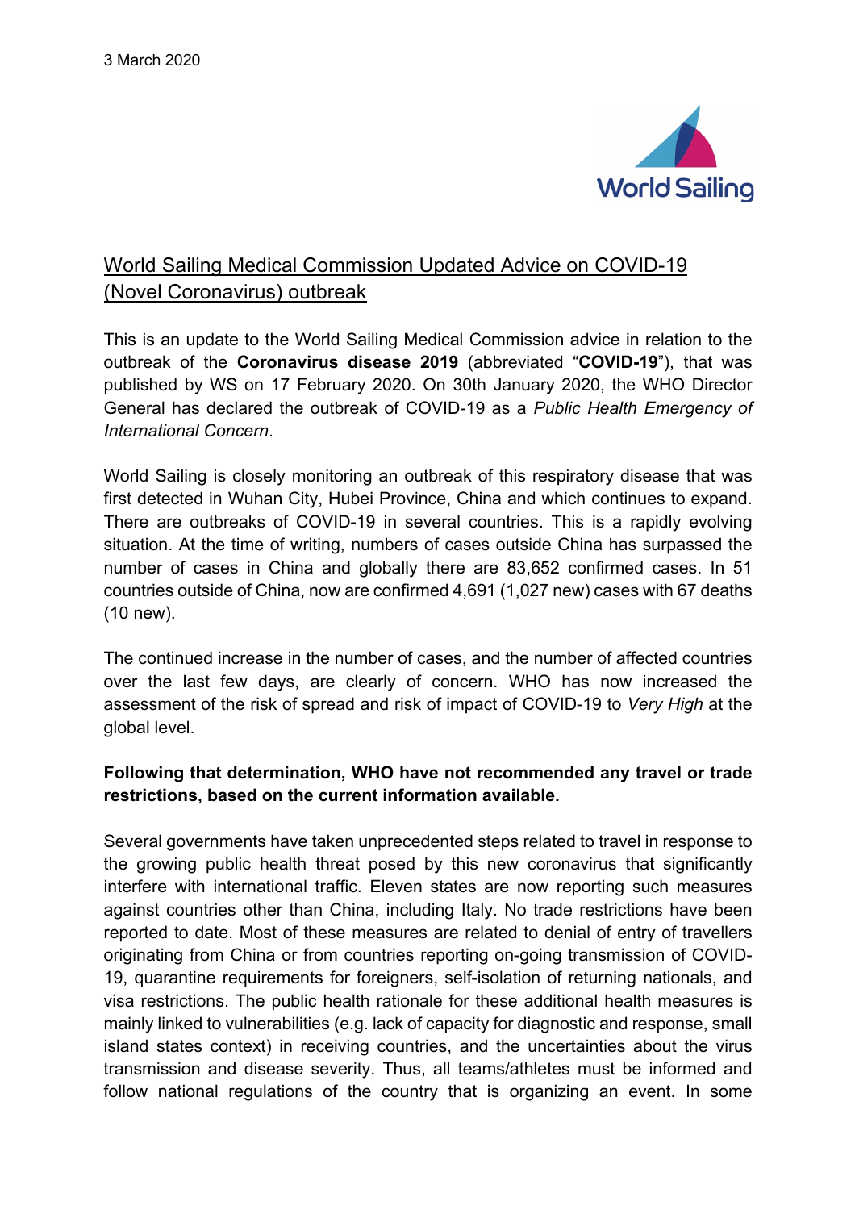3 March 2020

# World Sailing Medical Commission Updated Advice on COVID-19 (Novel Coronavirus) outbreak

This is an update to the World Sailing Medical Commission advice in relation to the outbreak of the **Coronavirus disease 2019** (abbreviated "**COVID-19**"), that was published by WS on 17 February 2020. On 30th January 2020, the WHO Director General has declared the outbreak of COVID-19 as a *Public Health Emergency of International Concern*.

World Sailing is closely monitoring an outbreak of this respiratory disease that was first detected in Wuhan City, Hubei Province, China and which continues to expand. There are outbreaks of COVID-19 in several countries. This is a rapidly evolving situation. At the time of writing, numbers of cases outside China has surpassed the number of cases in China and globally there are 83,652 confirmed cases. In 51 countries outside of China, now are confirmed 4,691 (1,027 new) cases with 67 deaths (10 new).

The continued increase in the number of cases, and the number of affected countries over the last few days, are clearly of concern. WHO has now increased the assessment of the risk of spread and risk of impact of COVID-19 to *Very High* at the global level.

**Following that determination, WHO have not recommended any travel or trade restrictions, based on the current information available.**

Several governments have taken unprecedented steps related to travel in response to the growing public health threat posed by this new coronavirus that significantly interfere with international traffic. Eleven states are now reporting such measures against countries other than China, including Italy. No trade restrictions have been reported to date. Most of these measures are related to denial of entry of travellers originating from China or from countries reporting on-going transmission of COVID-19, quarantine requirements for foreigners, self-isolation of returning nationals, and visa restrictions. The public health rationale for these additional health measures is mainly linked to vulnerabilities (e.g. lack of capacity for diagnostic and response, small island states context) in receiving countries, and the uncertainties about the virus transmission and disease severity. Thus, all teams/athletes must be informed and follow national regulations of the country that is organizing an event. In some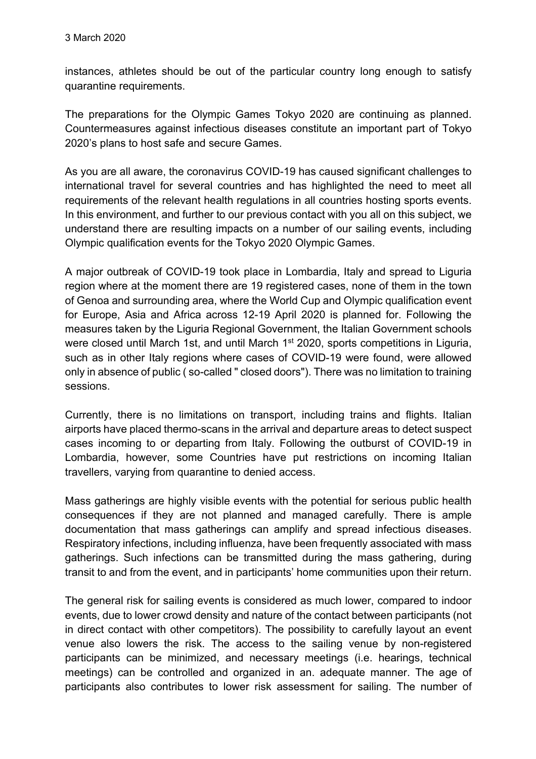instances, athletes should be out of the particular country long enough to satisfy quarantine requirements.

The preparations for the Olympic Games Tokyo 2020 are continuing as planned. Countermeasures against infectious diseases constitute an important part of Tokyo 2020's plans to host safe and secure Games.

As you are all aware, the coronavirus COVID-19 has caused significant challenges to international travel for several countries and has highlighted the need to meet all requirements of the relevant health regulations in all countries hosting sports events. In this environment, and further to our previous contact with you all on this subject, we understand there are resulting impacts on a number of our sailing events, including Olympic qualification events for the Tokyo 2020 Olympic Games.

A major outbreak of COVID-19 took place in Lombardia, Italy and spread to Liguria region where at the moment there are 19 registered cases, none of them in the town of Genoa and surrounding area, where the World Cup and Olympic qualification event for Europe, Asia and Africa across 12-19 April 2020 is planned for. Following the measures taken by the Liguria Regional Government, the Italian Government schools were closed until March 1st, and until March 1st 2020, sports competitions in Liguria, such as in other Italy regions where cases of COVID-19 were found, were allowed only in absence of public ( so-called " closed doors"). There was no limitation to training sessions.

Currently, there is no limitations on transport, including trains and flights. Italian airports have placed thermo-scans in the arrival and departure areas to detect suspect cases incoming to or departing from Italy. Following the outburst of COVID-19 in Lombardia, however, some Countries have put restrictions on incoming Italian travellers, varying from quarantine to denied access.

Mass gatherings are highly visible events with the potential for serious public health consequences if they are not planned and managed carefully. There is ample documentation that mass gatherings can amplify and spread infectious diseases. Respiratory infections, including influenza, have been frequently associated with mass gatherings. Such infections can be transmitted during the mass gathering, during transit to and from the event, and in participants' home communities upon their return.

The general risk for sailing events is considered as much lower, compared to indoor events, due to lower crowd density and nature of the contact between participants (not in direct contact with other competitors). The possibility to carefully layout an event venue also lowers the risk. The access to the sailing venue by non-registered participants can be minimized, and necessary meetings (i.e. hearings, technical meetings) can be controlled and organized in an. adequate manner. The age of participants also contributes to lower risk assessment for sailing. The number of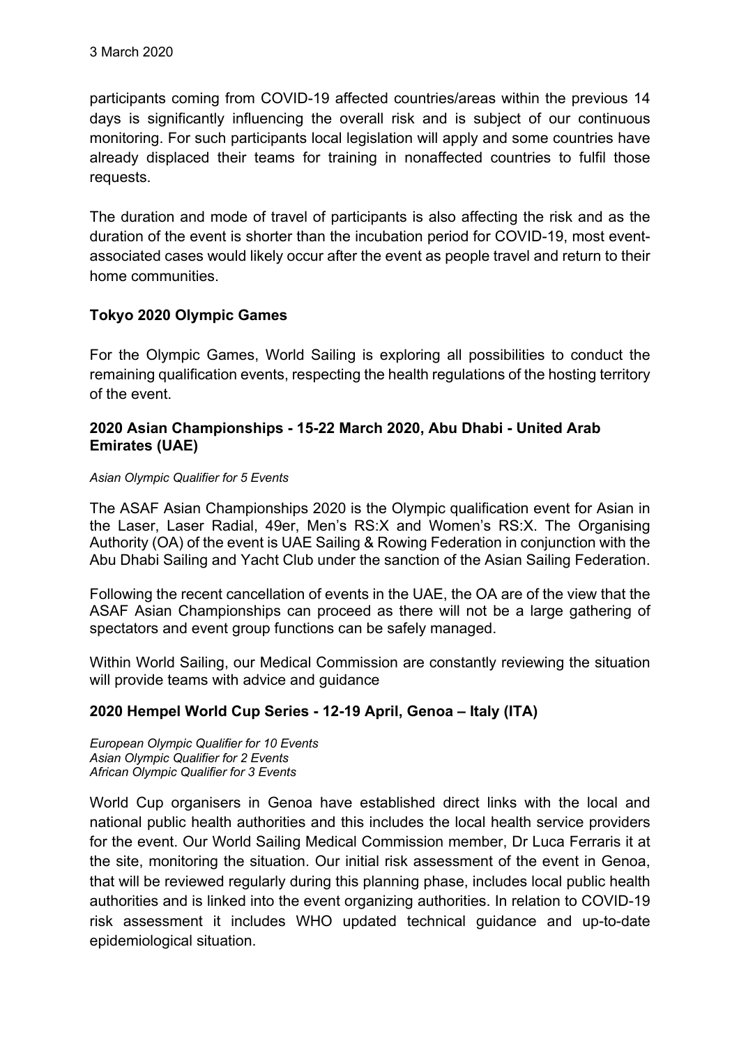participants coming from COVID-19 affected countries/areas within the previous 14 days is significantly influencing the overall risk and is subject of our continuous monitoring. For such participants local legislation will apply and some countries have already displaced their teams for training in nonaffected countries to fulfil those requests.

The duration and mode of travel of participants is also affecting the risk and as the duration of the event is shorter than the incubation period for COVID-19, most event-associated cases would likely occur after the event as people travel and return to their home communities.

**Tokyo 2020 Olympic Games**

For the Olympic Games, World Sailing is exploring all possibilities to conduct the remaining qualification events, respecting the health regulations of the hosting territory of the event.

**2020 Asian Championships - 15-22 March 2020, Abu Dhabi - United Arab Emirates (UAE)**

*Asian Olympic Qualifier for 5 Events*

The ASAF Asian Championships 2020 is the Olympic qualification event for Asian in the Laser, Laser Radial, 49er, Men's RS:X and Women's RS:X. The Organising Authority (OA) of the event is UAE Sailing & Rowing Federation in conjunction with the Abu Dhabi Sailing and Yacht Club under the sanction of the Asian Sailing Federation.

Following the recent cancellation of events in the UAE, the OA are of the view that the ASAF Asian Championships can proceed as there will not be a large gathering of spectators and event group functions can be safely managed.

Within World Sailing, our Medical Commission are constantly reviewing the situation will provide teams with advice and guidance

**2020 Hempel World Cup Series - 12-19 April, Genoa – Italy (ITA)**

*European Olympic Qualifier for 10 Events*
*Asian Olympic Qualifier for 2 Events*
*African Olympic Qualifier for 3 Events*

World Cup organisers in Genoa have established direct links with the local and national public health authorities and this includes the local health service providers for the event. Our World Sailing Medical Commission member, Dr Luca Ferraris it at the site, monitoring the situation. Our initial risk assessment of the event in Genoa, that will be reviewed regularly during this planning phase, includes local public health authorities and is linked into the event organizing authorities. In relation to COVID-19 risk assessment it includes WHO updated technical guidance and up-to-date epidemiological situation.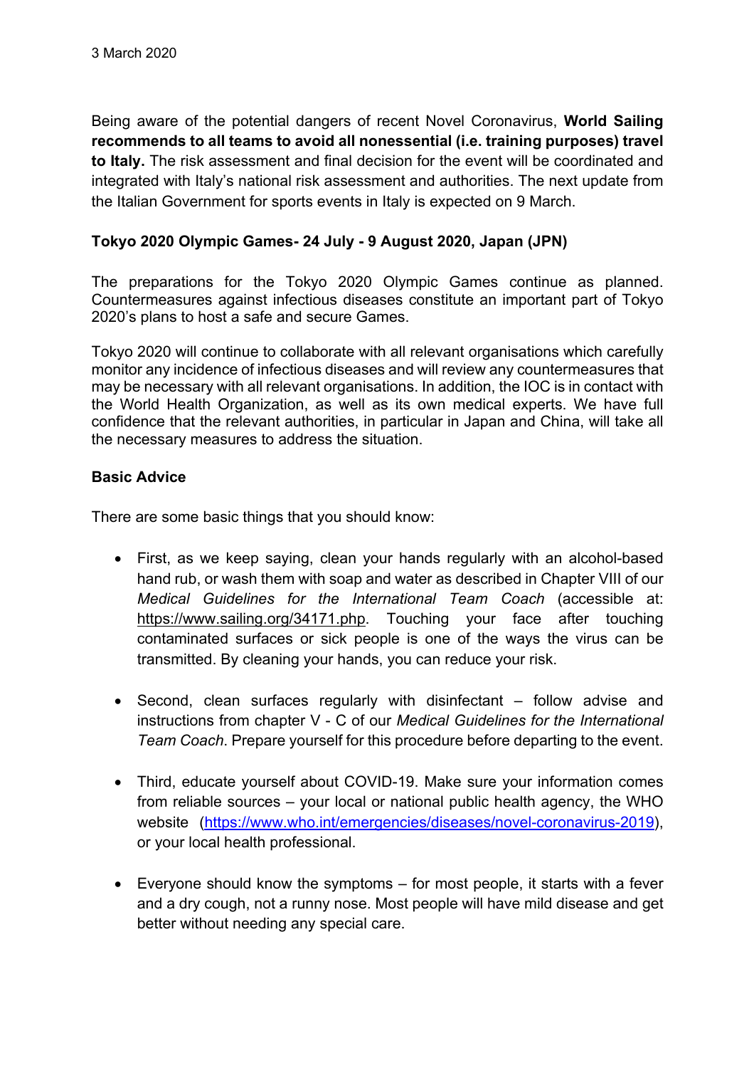3 March 2020

Being aware of the potential dangers of recent Novel Coronavirus, **World Sailing recommends to all teams to avoid all nonessential (i.e. training purposes) travel to Italy.** The risk assessment and final decision for the event will be coordinated and integrated with Italy's national risk assessment and authorities. The next update from the Italian Government for sports events in Italy is expected on 9 March.

**Tokyo 2020 Olympic Games- 24 July - 9 August 2020, Japan (JPN)**

The preparations for the Tokyo 2020 Olympic Games continue as planned. Countermeasures against infectious diseases constitute an important part of Tokyo 2020's plans to host a safe and secure Games.

Tokyo 2020 will continue to collaborate with all relevant organisations which carefully monitor any incidence of infectious diseases and will review any countermeasures that may be necessary with all relevant organisations. In addition, the IOC is in contact with the World Health Organization, as well as its own medical experts. We have full confidence that the relevant authorities, in particular in Japan and China, will take all the necessary measures to address the situation.

**Basic Advice**

There are some basic things that you should know:

- First, as we keep saying, clean your hands regularly with an alcohol-based hand rub, or wash them with soap and water as described in Chapter VIII of our *Medical Guidelines for the International Team Coach* (accessible at: https://www.sailing.org/34171.php. Touching your face after touching contaminated surfaces or sick people is one of the ways the virus can be transmitted. By cleaning your hands, you can reduce your risk.

- Second, clean surfaces regularly with disinfectant – follow advise and instructions from chapter V - C of our *Medical Guidelines for the International Team Coach*. Prepare yourself for this procedure before departing to the event.

- Third, educate yourself about COVID-19. Make sure your information comes from reliable sources – your local or national public health agency, the WHO website (https://www.who.int/emergencies/diseases/novel-coronavirus-2019), or your local health professional.

- Everyone should know the symptoms – for most people, it starts with a fever and a dry cough, not a runny nose. Most people will have mild disease and get better without needing any special care.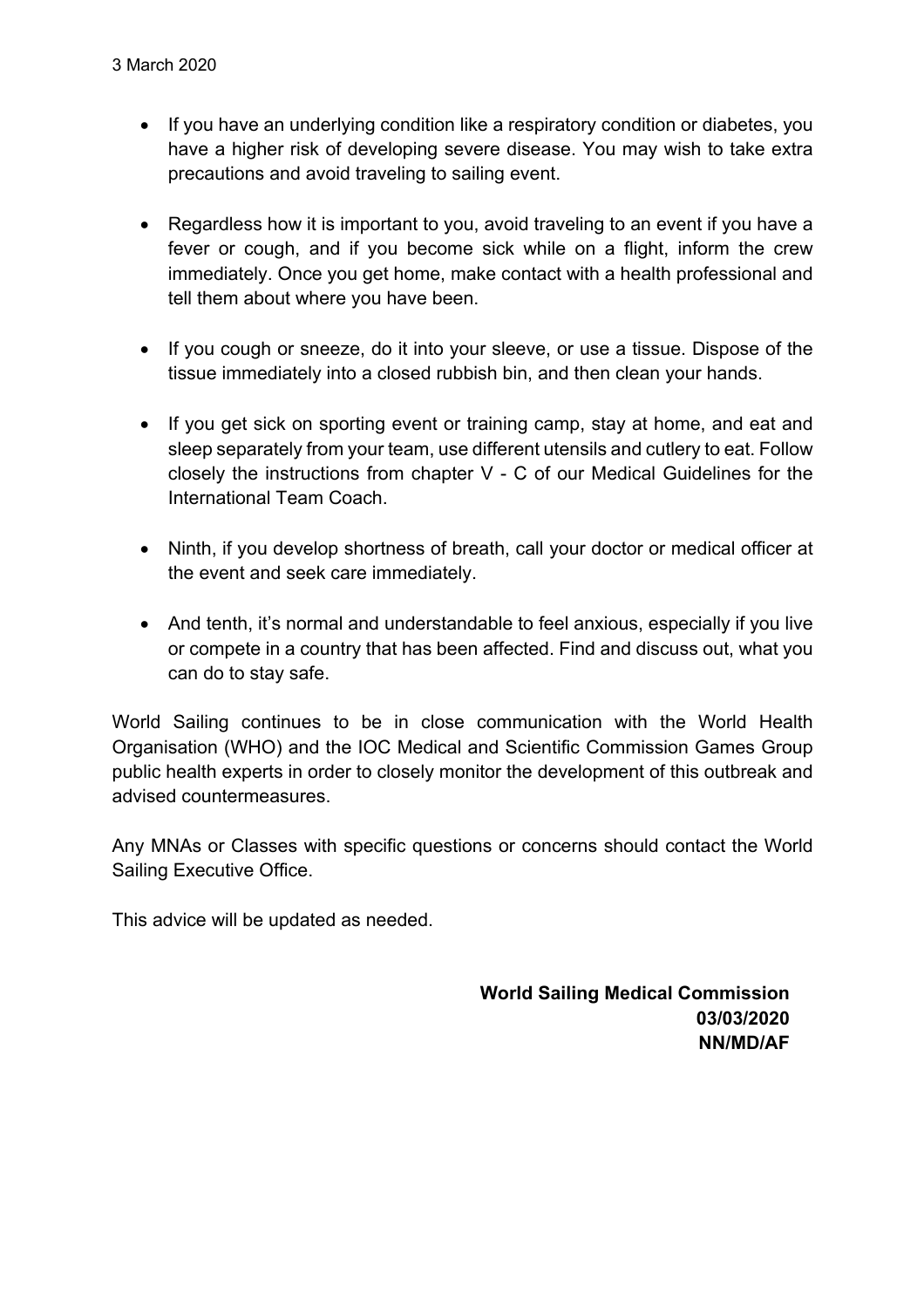- If you have an underlying condition like a respiratory condition or diabetes, you have a higher risk of developing severe disease. You may wish to take extra precautions and avoid traveling to sailing event.

- Regardless how it is important to you, avoid traveling to an event if you have a fever or cough, and if you become sick while on a flight, inform the crew immediately. Once you get home, make contact with a health professional and tell them about where you have been.

- If you cough or sneeze, do it into your sleeve, or use a tissue. Dispose of the tissue immediately into a closed rubbish bin, and then clean your hands.

- If you get sick on sporting event or training camp, stay at home, and eat and sleep separately from your team, use different utensils and cutlery to eat. Follow closely the instructions from chapter V - C of our Medical Guidelines for the International Team Coach.

- Ninth, if you develop shortness of breath, call your doctor or medical officer at the event and seek care immediately.

- And tenth, it's normal and understandable to feel anxious, especially if you live or compete in a country that has been affected. Find and discuss out, what you can do to stay safe.

World Sailing continues to be in close communication with the World Health Organisation (WHO) and the IOC Medical and Scientific Commission Games Group public health experts in order to closely monitor the development of this outbreak and advised countermeasures.

Any MNAs or Classes with specific questions or concerns should contact the World Sailing Executive Office.

This advice will be updated as needed.

**World Sailing Medical Commission**
**03/03/2020**
**NN/MD/AF**